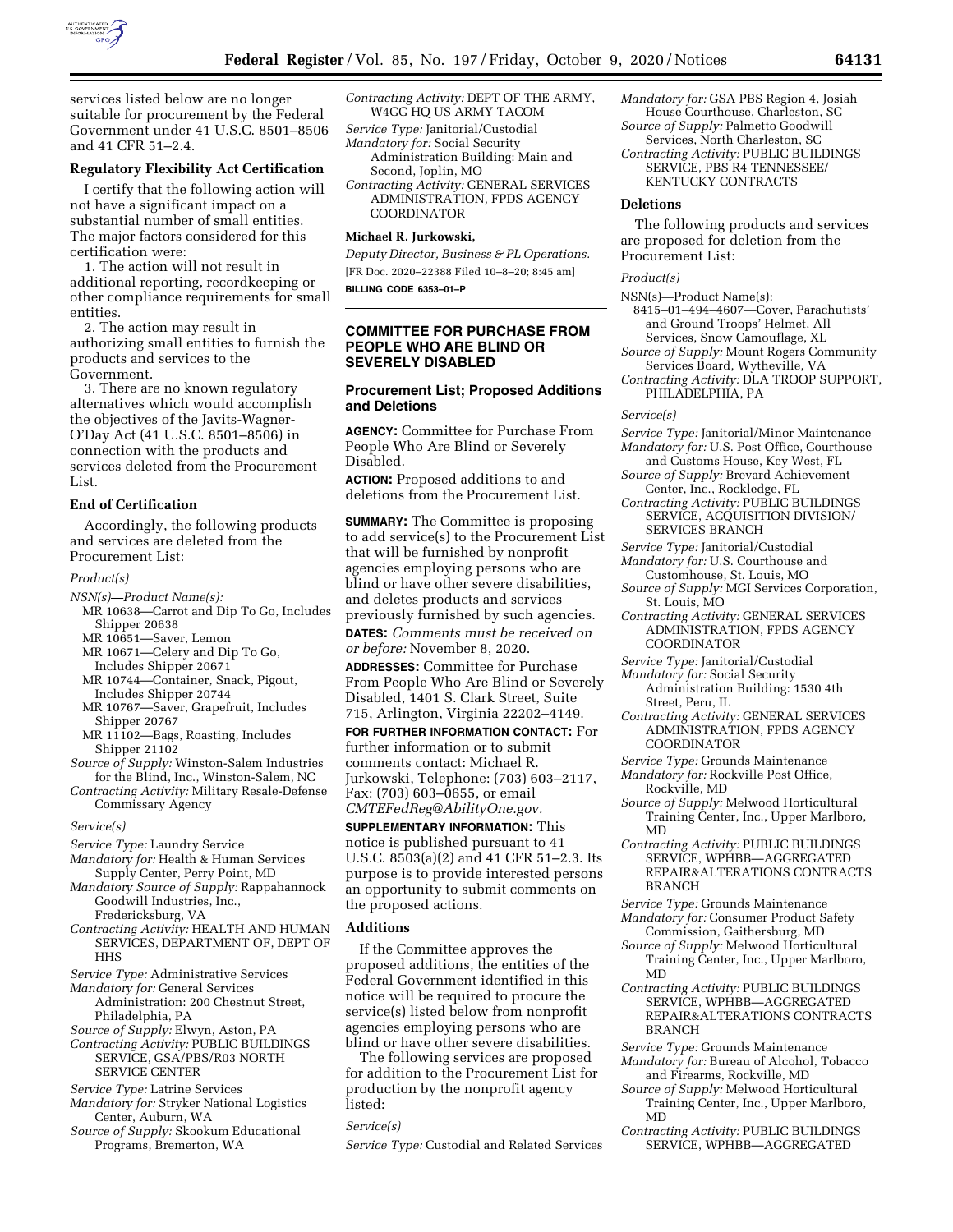services listed below are no longer suitable for procurement by the Federal Government under 41 U.S.C. 8501–8506 and 41 CFR 51–2.4.

**Regulatory Flexibility Act Certification**

I certify that the following action will not have a significant impact on a substantial number of small entities. The major factors considered for this certification were:

1. The action will not result in additional reporting, recordkeeping or other compliance requirements for small entities.

2. The action may result in authorizing small entities to furnish the products and services to the Government.

3. There are no known regulatory alternatives which would accomplish the objectives of the Javits-Wagner-O'Day Act (41 U.S.C. 8501–8506) in connection with the products and services deleted from the Procurement List.

**End of Certification**

Accordingly, the following products and services are deleted from the Procurement List:

*Product(s)*

*NSN(s)—Product Name(s):*
- MR 10638—Carrot and Dip To Go, Includes Shipper 20638
- MR 10651—Saver, Lemon
- MR 10671—Celery and Dip To Go, Includes Shipper 20671
- MR 10744—Container, Snack, Pigout, Includes Shipper 20744
- MR 10767—Saver, Grapefruit, Includes Shipper 20767
- MR 11102—Bags, Roasting, Includes Shipper 21102

*Source of Supply:* Winston-Salem Industries for the Blind, Inc., Winston-Salem, NC
*Contracting Activity:* Military Resale-Defense Commissary Agency

*Service(s)*

*Service Type:* Laundry Service
*Mandatory for:* Health & Human Services Supply Center, Perry Point, MD
*Mandatory Source of Supply:* Rappahannock Goodwill Industries, Inc., Fredericksburg, VA
*Contracting Activity:* HEALTH AND HUMAN SERVICES, DEPARTMENT OF, DEPT OF HHS

*Service Type:* Administrative Services
*Mandatory for:* General Services Administration: 200 Chestnut Street, Philadelphia, PA
*Source of Supply:* Elwyn, Aston, PA
*Contracting Activity:* PUBLIC BUILDINGS SERVICE, GSA/PBS/R03 NORTH SERVICE CENTER

*Service Type:* Latrine Services
*Mandatory for:* Stryker National Logistics Center, Auburn, WA
*Source of Supply:* Skookum Educational Programs, Bremerton, WA
*Contracting Activity:* DEPT OF THE ARMY, W4GG HQ US ARMY TACOM

*Service Type:* Janitorial/Custodial
*Mandatory for:* Social Security Administration Building: Main and Second, Joplin, MO
*Contracting Activity:* GENERAL SERVICES ADMINISTRATION, FPDS AGENCY COORDINATOR

**Michael R. Jurkowski,**

*Deputy Director, Business & PL Operations.*

[FR Doc. 2020–22388 Filed 10–8–20; 8:45 am]

**BILLING CODE 6353–01–P**

---

## COMMITTEE FOR PURCHASE FROM PEOPLE WHO ARE BLIND OR SEVERELY DISABLED

### Procurement List; Proposed Additions and Deletions

**AGENCY:** Committee for Purchase From People Who Are Blind or Severely Disabled.

**ACTION:** Proposed additions to and deletions from the Procurement List.

**SUMMARY:** The Committee is proposing to add service(s) to the Procurement List that will be furnished by nonprofit agencies employing persons who are blind or have other severe disabilities, and deletes products and services previously furnished by such agencies.

**DATES:** *Comments must be received on or before:* November 8, 2020.

**ADDRESSES:** Committee for Purchase From People Who Are Blind or Severely Disabled, 1401 S. Clark Street, Suite 715, Arlington, Virginia 22202–4149.

**FOR FURTHER INFORMATION CONTACT:** For further information or to submit comments contact: Michael R. Jurkowski, Telephone: (703) 603–2117, Fax: (703) 603–0655, or email *CMTEFedReg@AbilityOne.gov.*

**SUPPLEMENTARY INFORMATION:** This notice is published pursuant to 41 U.S.C. 8503(a)(2) and 41 CFR 51–2.3. Its purpose is to provide interested persons an opportunity to submit comments on the proposed actions.

**Additions**

If the Committee approves the proposed additions, the entities of the Federal Government identified in this notice will be required to procure the service(s) listed below from nonprofit agencies employing persons who are blind or have other severe disabilities.

The following services are proposed for addition to the Procurement List for production by the nonprofit agency listed:

*Service(s)*

*Service Type:* Custodial and Related Services
*Mandatory for:* GSA PBS Region 4, Josiah House Courthouse, Charleston, SC
*Source of Supply:* Palmetto Goodwill Services, North Charleston, SC
*Contracting Activity:* PUBLIC BUILDINGS SERVICE, PBS R4 TENNESSEE/KENTUCKY CONTRACTS

**Deletions**

The following products and services are proposed for deletion from the Procurement List:

*Product(s)*

NSN(s)—Product Name(s):
- 8415–01–494–4607—Cover, Parachutists' and Ground Troops' Helmet, All Services, Snow Camouflage, XL

*Source of Supply:* Mount Rogers Community Services Board, Wytheville, VA
*Contracting Activity:* DLA TROOP SUPPORT, PHILADELPHIA, PA

*Service(s)*

*Service Type:* Janitorial/Minor Maintenance
*Mandatory for:* U.S. Post Office, Courthouse and Customs House, Key West, FL
*Source of Supply:* Brevard Achievement Center, Inc., Rockledge, FL
*Contracting Activity:* PUBLIC BUILDINGS SERVICE, ACQUISITION DIVISION/SERVICES BRANCH

*Service Type:* Janitorial/Custodial
*Mandatory for:* U.S. Courthouse and Customhouse, St. Louis, MO
*Source of Supply:* MGI Services Corporation, St. Louis, MO
*Contracting Activity:* GENERAL SERVICES ADMINISTRATION, FPDS AGENCY COORDINATOR

*Service Type:* Janitorial/Custodial
*Mandatory for:* Social Security Administration Building: 1530 4th Street, Peru, IL
*Contracting Activity:* GENERAL SERVICES ADMINISTRATION, FPDS AGENCY COORDINATOR

*Service Type:* Grounds Maintenance
*Mandatory for:* Rockville Post Office, Rockville, MD
*Source of Supply:* Melwood Horticultural Training Center, Inc., Upper Marlboro, MD
*Contracting Activity:* PUBLIC BUILDINGS SERVICE, WPHBB—AGGREGATED REPAIR&ALTERATIONS CONTRACTS BRANCH

*Service Type:* Grounds Maintenance
*Mandatory for:* Consumer Product Safety Commission, Gaithersburg, MD
*Source of Supply:* Melwood Horticultural Training Center, Inc., Upper Marlboro, MD
*Contracting Activity:* PUBLIC BUILDINGS SERVICE, WPHBB—AGGREGATED REPAIR&ALTERATIONS CONTRACTS BRANCH

*Service Type:* Grounds Maintenance
*Mandatory for:* Bureau of Alcohol, Tobacco and Firearms, Rockville, MD
*Source of Supply:* Melwood Horticultural Training Center, Inc., Upper Marlboro, MD
*Contracting Activity:* PUBLIC BUILDINGS SERVICE, WPHBB—AGGREGATED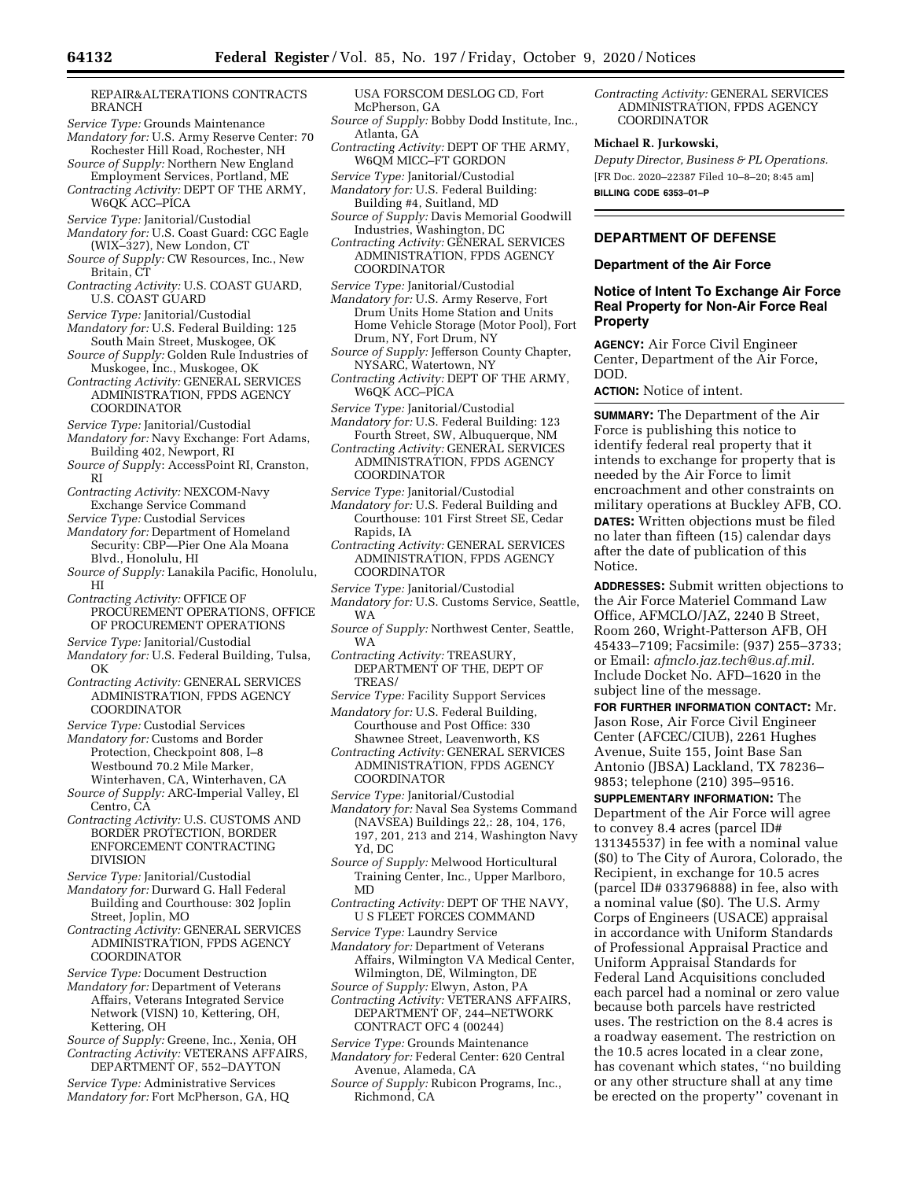REPAIR&ALTERATIONS CONTRACTS BRANCH

*Service Type:* Grounds Maintenance
*Mandatory for:* U.S. Army Reserve Center: 70 Rochester Hill Road, Rochester, NH
*Source of Supply:* Northern New England Employment Services, Portland, ME
*Contracting Activity:* DEPT OF THE ARMY, W6QK ACC–PICA

*Service Type:* Janitorial/Custodial
*Mandatory for:* U.S. Coast Guard: CGC Eagle (WIX–327), New London, CT
*Source of Supply:* CW Resources, Inc., New Britain, CT
*Contracting Activity:* U.S. COAST GUARD, U.S. COAST GUARD

*Service Type:* Janitorial/Custodial
*Mandatory for:* U.S. Federal Building: 125 South Main Street, Muskogee, OK
*Source of Supply:* Golden Rule Industries of Muskogee, Inc., Muskogee, OK
*Contracting Activity:* GENERAL SERVICES ADMINISTRATION, FPDS AGENCY COORDINATOR

*Service Type:* Janitorial/Custodial
*Mandatory for:* Navy Exchange: Fort Adams, Building 402, Newport, RI
*Source of Supply:* AccessPoint RI, Cranston, RI
*Contracting Activity:* NEXCOM-Navy Exchange Service Command

*Service Type:* Custodial Services
*Mandatory for:* Department of Homeland Security: CBP—Pier One Ala Moana Blvd., Honolulu, HI
*Source of Supply:* Lanakila Pacific, Honolulu, HI
*Contracting Activity:* OFFICE OF PROCUREMENT OPERATIONS, OFFICE OF PROCUREMENT OPERATIONS

*Service Type:* Janitorial/Custodial
*Mandatory for:* U.S. Federal Building, Tulsa, OK
*Contracting Activity:* GENERAL SERVICES ADMINISTRATION, FPDS AGENCY COORDINATOR

*Service Type:* Custodial Services
*Mandatory for:* Customs and Border Protection, Checkpoint 808, I–8 Westbound 70.2 Mile Marker, Winterhaven, CA, Winterhaven, CA
*Source of Supply:* ARC-Imperial Valley, El Centro, CA
*Contracting Activity:* U.S. CUSTOMS AND BORDER PROTECTION, BORDER ENFORCEMENT CONTRACTING DIVISION

*Service Type:* Janitorial/Custodial
*Mandatory for:* Durward G. Hall Federal Building and Courthouse: 302 Joplin Street, Joplin, MO
*Contracting Activity:* GENERAL SERVICES ADMINISTRATION, FPDS AGENCY COORDINATOR

*Service Type:* Document Destruction
*Mandatory for:* Department of Veterans Affairs, Veterans Integrated Service Network (VISN) 10, Kettering, OH, Kettering, OH
*Source of Supply:* Greene, Inc., Xenia, OH
*Contracting Activity:* VETERANS AFFAIRS, DEPARTMENT OF, 552–DAYTON

*Service Type:* Administrative Services
*Mandatory for:* Fort McPherson, GA, HQ USA FORSCOM DESLOG CD, Fort McPherson, GA
*Source of Supply:* Bobby Dodd Institute, Inc., Atlanta, GA
*Contracting Activity:* DEPT OF THE ARMY, W6QM MICC–FT GORDON

*Service Type:* Janitorial/Custodial
*Mandatory for:* U.S. Federal Building: Building #4, Suitland, MD
*Source of Supply:* Davis Memorial Goodwill Industries, Washington, DC
*Contracting Activity:* GENERAL SERVICES ADMINISTRATION, FPDS AGENCY COORDINATOR

*Service Type:* Janitorial/Custodial
*Mandatory for:* U.S. Army Reserve, Fort Drum Units Home Station and Units Home Vehicle Storage (Motor Pool), Fort Drum, NY, Fort Drum, NY
*Source of Supply:* Jefferson County Chapter, NYSARC, Watertown, NY
*Contracting Activity:* DEPT OF THE ARMY, W6QK ACC–PICA

*Service Type:* Janitorial/Custodial
*Mandatory for:* U.S. Federal Building: 123 Fourth Street, SW, Albuquerque, NM
*Contracting Activity:* GENERAL SERVICES ADMINISTRATION, FPDS AGENCY COORDINATOR

*Service Type:* Janitorial/Custodial
*Mandatory for:* U.S. Federal Building and Courthouse: 101 First Street SE, Cedar Rapids, IA
*Contracting Activity:* GENERAL SERVICES ADMINISTRATION, FPDS AGENCY COORDINATOR

*Service Type:* Janitorial/Custodial
*Mandatory for:* U.S. Customs Service, Seattle, WA
*Source of Supply:* Northwest Center, Seattle, WA
*Contracting Activity:* TREASURY, DEPARTMENT OF THE, DEPT OF TREAS/

*Service Type:* Facility Support Services
*Mandatory for:* U.S. Federal Building, Courthouse and Post Office: 330 Shawnee Street, Leavenworth, KS
*Contracting Activity:* GENERAL SERVICES ADMINISTRATION, FPDS AGENCY COORDINATOR

*Service Type:* Janitorial/Custodial
*Mandatory for:* Naval Sea Systems Command (NAVSEA) Buildings 22,: 28, 104, 176, 197, 201, 213 and 214, Washington Navy Yd, DC
*Source of Supply:* Melwood Horticultural Training Center, Inc., Upper Marlboro, MD
*Contracting Activity:* DEPT OF THE NAVY, U S FLEET FORCES COMMAND

*Service Type:* Laundry Service
*Mandatory for:* Department of Veterans Affairs, Wilmington VA Medical Center, Wilmington, DE, Wilmington, DE
*Source of Supply:* Elwyn, Aston, PA
*Contracting Activity:* VETERANS AFFAIRS, DEPARTMENT OF, 244–NETWORK CONTRACT OFC 4 (00244)

*Service Type:* Grounds Maintenance
*Mandatory for:* Federal Center: 620 Central Avenue, Alameda, CA
*Source of Supply:* Rubicon Programs, Inc., Richmond, CA
*Contracting Activity:* GENERAL SERVICES ADMINISTRATION, FPDS AGENCY COORDINATOR

**Michael R. Jurkowski,**
*Deputy Director, Business & PL Operations.*

[FR Doc. 2020–22387 Filed 10–8–20; 8:45 am]

**BILLING CODE 6353–01–P**

## DEPARTMENT OF DEFENSE

### Department of the Air Force

### Notice of Intent To Exchange Air Force Real Property for Non-Air Force Real Property

**AGENCY:** Air Force Civil Engineer Center, Department of the Air Force, DOD.

**ACTION:** Notice of intent.

**SUMMARY:** The Department of the Air Force is publishing this notice to identify federal real property that it intends to exchange for property that is needed by the Air Force to limit encroachment and other constraints on military operations at Buckley AFB, CO.

**DATES:** Written objections must be filed no later than fifteen (15) calendar days after the date of publication of this Notice.

**ADDRESSES:** Submit written objections to the Air Force Materiel Command Law Office, AFMCLO/JAZ, 2240 B Street, Room 260, Wright-Patterson AFB, OH 45433–7109; Facsimile: (937) 255–3733; or Email: *afmclo.jaz.tech@us.af.mil.* Include Docket No. AFD–1620 in the subject line of the message.

**FOR FURTHER INFORMATION CONTACT:** Mr. Jason Rose, Air Force Civil Engineer Center (AFCEC/CIUB), 2261 Hughes Avenue, Suite 155, Joint Base San Antonio (JBSA) Lackland, TX 78236–9853; telephone (210) 395–9516.

**SUPPLEMENTARY INFORMATION:** The Department of the Air Force will agree to convey 8.4 acres (parcel ID# 131345537) in fee with a nominal value ($0) to The City of Aurora, Colorado, the Recipient, in exchange for 10.5 acres (parcel ID# 033796888) in fee, also with a nominal value ($0). The U.S. Army Corps of Engineers (USACE) appraisal in accordance with Uniform Standards of Professional Appraisal Practice and Uniform Appraisal Standards for Federal Land Acquisitions concluded each parcel had a nominal or zero value because both parcels have restricted uses. The restriction on the 8.4 acres is a roadway easement. The restriction on the 10.5 acres located in a clear zone, has covenant which states, ''no building or any other structure shall at any time be erected on the property'' covenant in